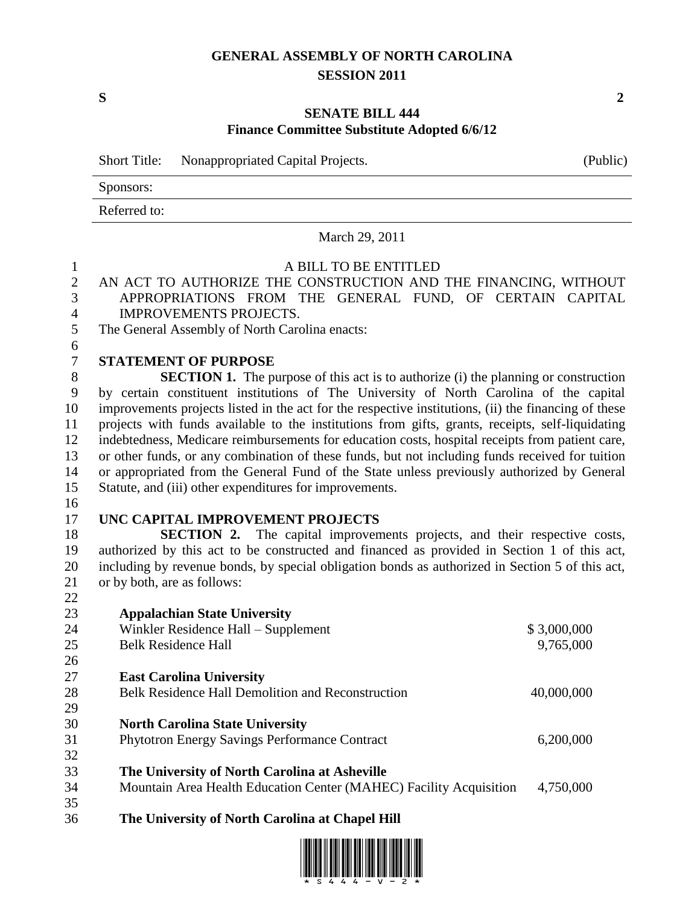# GENERAL ASSEMBLY OF NORTH CAROLINA
## SESSION 2011

**S** **2**

### SENATE BILL 444
### Finance Committee Substitute Adopted 6/6/12

| Short Title: | Nonappropriated Capital Projects. | (Public) |
|---|---|---|
| Sponsors: | | |
| Referred to: | | |

March 29, 2011

A BILL TO BE ENTITLED

AN ACT TO AUTHORIZE THE CONSTRUCTION AND THE FINANCING, WITHOUT APPROPRIATIONS FROM THE GENERAL FUND, OF CERTAIN CAPITAL IMPROVEMENTS PROJECTS.

The General Assembly of North Carolina enacts:

**STATEMENT OF PURPOSE**

**SECTION 1.** The purpose of this act is to authorize (i) the planning or construction by certain constituent institutions of The University of North Carolina of the capital improvements projects listed in the act for the respective institutions, (ii) the financing of these projects with funds available to the institutions from gifts, grants, receipts, self-liquidating indebtedness, Medicare reimbursements for education costs, hospital receipts from patient care, or other funds, or any combination of these funds, but not including funds received for tuition or appropriated from the General Fund of the State unless previously authorized by General Statute, and (iii) other expenditures for improvements.

**UNC CAPITAL IMPROVEMENT PROJECTS**

**SECTION 2.** The capital improvements projects, and their respective costs, authorized by this act to be constructed and financed as provided in Section 1 of this act, including by revenue bonds, by special obligation bonds as authorized in Section 5 of this act, or by both, are as follows:

**Appalachian State University**

| | |
|---|---|
| Winkler Residence Hall – Supplement | $ 3,000,000 |
| Belk Residence Hall | 9,765,000 |

**East Carolina University**

| | |
|---|---|
| Belk Residence Hall Demolition and Reconstruction | 40,000,000 |

**North Carolina State University**

| | |
|---|---|
| Phytotron Energy Savings Performance Contract | 6,200,000 |

**The University of North Carolina at Asheville**

| | |
|---|---|
| Mountain Area Health Education Center (MAHEC) Facility Acquisition | 4,750,000 |

**The University of North Carolina at Chapel Hill**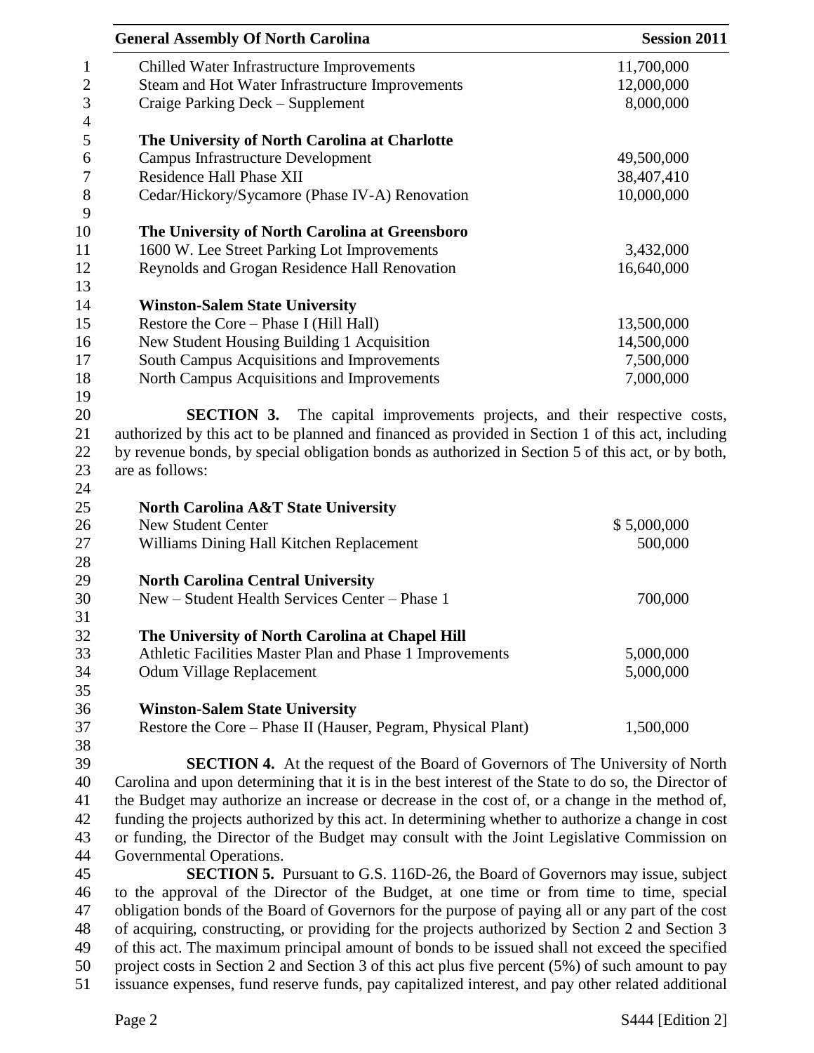| | |
|---|---|
| Chilled Water Infrastructure Improvements | 11,700,000 |
| Steam and Hot Water Infrastructure Improvements | 12,000,000 |
| Craige Parking Deck – Supplement | 8,000,000 |
| | |
| **The University of North Carolina at Charlotte** | |
| Campus Infrastructure Development | 49,500,000 |
| Residence Hall Phase XII | 38,407,410 |
| Cedar/Hickory/Sycamore (Phase IV-A) Renovation | 10,000,000 |
| | |
| **The University of North Carolina at Greensboro** | |
| 1600 W. Lee Street Parking Lot Improvements | 3,432,000 |
| Reynolds and Grogan Residence Hall Renovation | 16,640,000 |
| | |
| **Winston-Salem State University** | |
| Restore the Core – Phase I (Hill Hall) | 13,500,000 |
| New Student Housing Building 1 Acquisition | 14,500,000 |
| South Campus Acquisitions and Improvements | 7,500,000 |
| North Campus Acquisitions and Improvements | 7,000,000 |

**SECTION 3.** The capital improvements projects, and their respective costs, authorized by this act to be planned and financed as provided in Section 1 of this act, including by revenue bonds, by special obligation bonds as authorized in Section 5 of this act, or by both, are as follows:

| | |
|---|---|
| **North Carolina A&T State University** | |
| New Student Center | $ 5,000,000 |
| Williams Dining Hall Kitchen Replacement | 500,000 |
| | |
| **North Carolina Central University** | |
| New – Student Health Services Center – Phase 1 | 700,000 |
| | |
| **The University of North Carolina at Chapel Hill** | |
| Athletic Facilities Master Plan and Phase 1 Improvements | 5,000,000 |
| Odum Village Replacement | 5,000,000 |
| | |
| **Winston-Salem State University** | |
| Restore the Core – Phase II (Hauser, Pegram, Physical Plant) | 1,500,000 |

**SECTION 4.** At the request of the Board of Governors of The University of North Carolina and upon determining that it is in the best interest of the State to do so, the Director of the Budget may authorize an increase or decrease in the cost of, or a change in the method of, funding the projects authorized by this act. In determining whether to authorize a change in cost or funding, the Director of the Budget may consult with the Joint Legislative Commission on Governmental Operations.

**SECTION 5.** Pursuant to G.S. 116D-26, the Board of Governors may issue, subject to the approval of the Director of the Budget, at one time or from time to time, special obligation bonds of the Board of Governors for the purpose of paying all or any part of the cost of acquiring, constructing, or providing for the projects authorized by Section 2 and Section 3 of this act. The maximum principal amount of bonds to be issued shall not exceed the specified project costs in Section 2 and Section 3 of this act plus five percent (5%) of such amount to pay issuance expenses, fund reserve funds, pay capitalized interest, and pay other related additional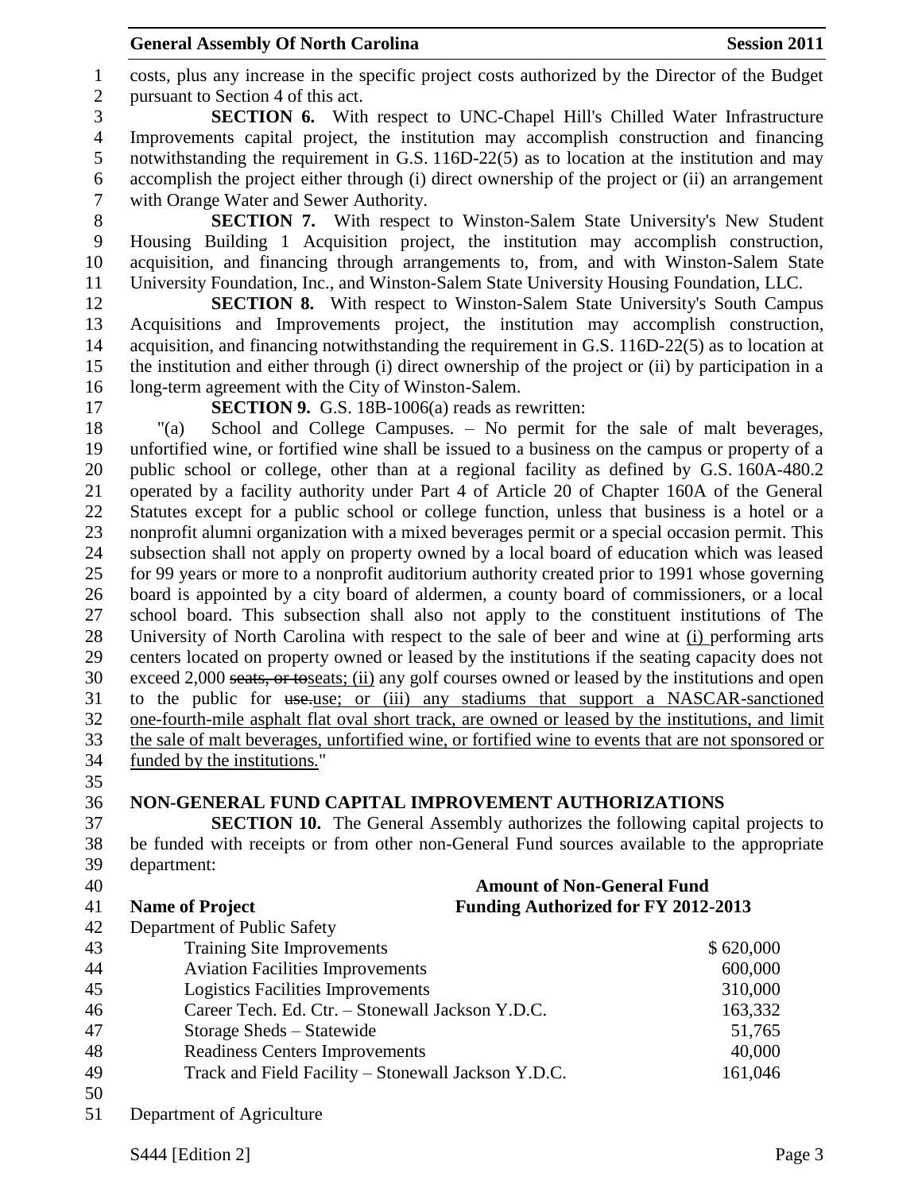costs, plus any increase in the specific project costs authorized by the Director of the Budget pursuant to Section 4 of this act.

**SECTION 6.** With respect to UNC-Chapel Hill's Chilled Water Infrastructure Improvements capital project, the institution may accomplish construction and financing notwithstanding the requirement in G.S. 116D-22(5) as to location at the institution and may accomplish the project either through (i) direct ownership of the project or (ii) an arrangement with Orange Water and Sewer Authority.

**SECTION 7.** With respect to Winston-Salem State University's New Student Housing Building 1 Acquisition project, the institution may accomplish construction, acquisition, and financing through arrangements to, from, and with Winston-Salem State University Foundation, Inc., and Winston-Salem State University Housing Foundation, LLC.

**SECTION 8.** With respect to Winston-Salem State University's South Campus Acquisitions and Improvements project, the institution may accomplish construction, acquisition, and financing notwithstanding the requirement in G.S. 116D-22(5) as to location at the institution and either through (i) direct ownership of the project or (ii) by participation in a long-term agreement with the City of Winston-Salem.

**SECTION 9.** G.S. 18B-1006(a) reads as rewritten:

"(a) School and College Campuses. – No permit for the sale of malt beverages, unfortified wine, or fortified wine shall be issued to a business on the campus or property of a public school or college, other than at a regional facility as defined by G.S. 160A-480.2 operated by a facility authority under Part 4 of Article 20 of Chapter 160A of the General Statutes except for a public school or college function, unless that business is a hotel or a nonprofit alumni organization with a mixed beverages permit or a special occasion permit. This subsection shall not apply on property owned by a local board of education which was leased for 99 years or more to a nonprofit auditorium authority created prior to 1991 whose governing board is appointed by a city board of aldermen, a county board of commissioners, or a local school board. This subsection shall also not apply to the constituent institutions of The University of North Carolina with respect to the sale of beer and wine at <u>(i)</u> performing arts centers located on property owned or leased by the institutions if the seating capacity does not exceed 2,000 ~~seats, or to~~<u>seats; (ii)</u> any golf courses owned or leased by the institutions and open to the public for ~~use.~~<u>use; or (iii) any stadiums that support a NASCAR-sanctioned one-fourth-mile asphalt flat oval short track, are owned or leased by the institutions, and limit the sale of malt beverages, unfortified wine, or fortified wine to events that are not sponsored or funded by the institutions.</u>"

## NON-GENERAL FUND CAPITAL IMPROVEMENT AUTHORIZATIONS

**SECTION 10.** The General Assembly authorizes the following capital projects to be funded with receipts or from other non-General Fund sources available to the appropriate department:

| **Name of Project** | **Amount of Non-General Fund Funding Authorized for FY 2012-2013** |
|---|---|
| Department of Public Safety | |
| Training Site Improvements | $ 620,000 |
| Aviation Facilities Improvements | 600,000 |
| Logistics Facilities Improvements | 310,000 |
| Career Tech. Ed. Ctr. – Stonewall Jackson Y.D.C. | 163,332 |
| Storage Sheds – Statewide | 51,765 |
| Readiness Centers Improvements | 40,000 |
| Track and Field Facility – Stonewall Jackson Y.D.C. | 161,046 |

Department of Agriculture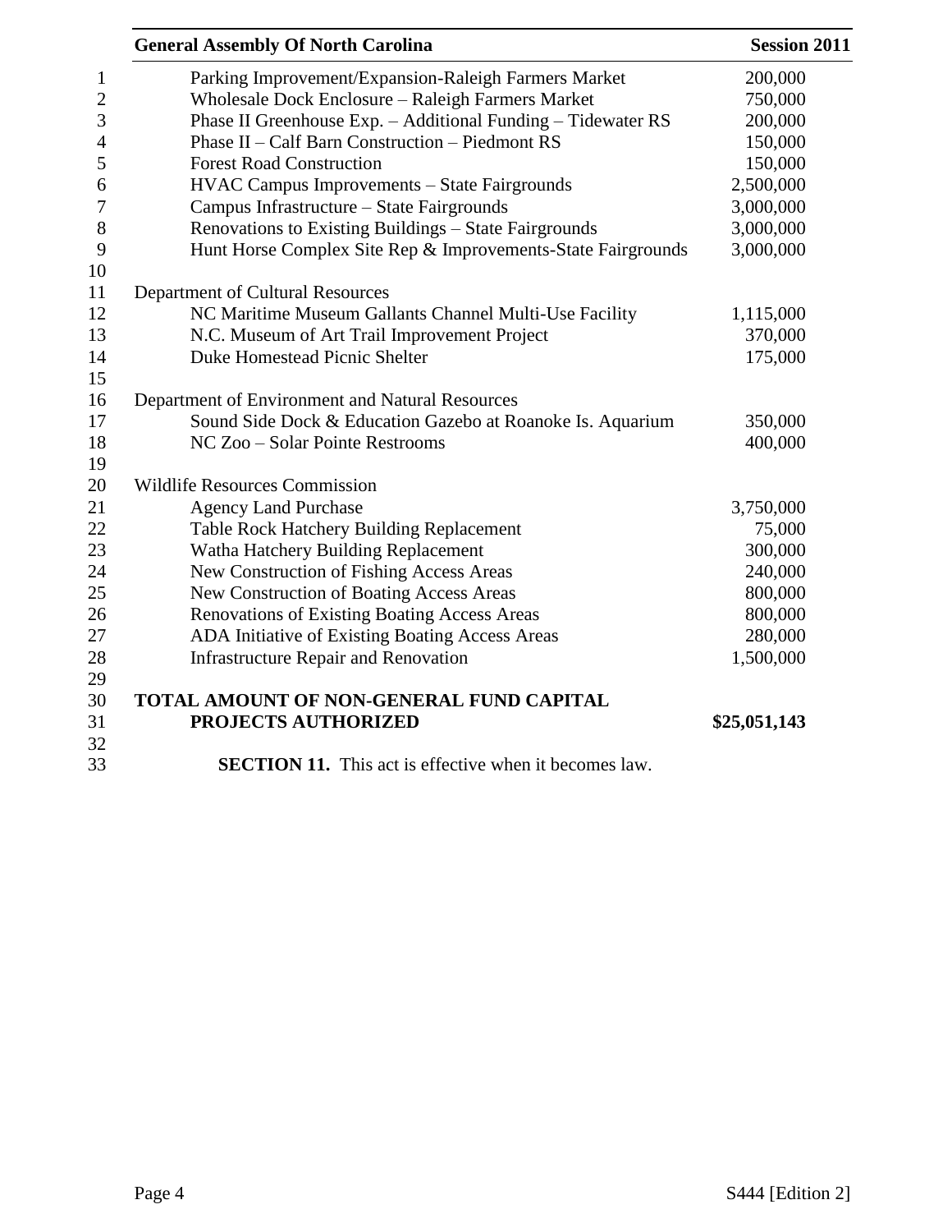| | |
|---|---|
| Parking Improvement/Expansion-Raleigh Farmers Market | 200,000 |
| Wholesale Dock Enclosure – Raleigh Farmers Market | 750,000 |
| Phase II Greenhouse Exp. – Additional Funding – Tidewater RS | 200,000 |
| Phase II – Calf Barn Construction – Piedmont RS | 150,000 |
| Forest Road Construction | 150,000 |
| HVAC Campus Improvements – State Fairgrounds | 2,500,000 |
| Campus Infrastructure – State Fairgrounds | 3,000,000 |
| Renovations to Existing Buildings – State Fairgrounds | 3,000,000 |
| Hunt Horse Complex Site Rep & Improvements-State Fairgrounds | 3,000,000 |
| | |
| Department of Cultural Resources | |
| NC Maritime Museum Gallants Channel Multi-Use Facility | 1,115,000 |
| N.C. Museum of Art Trail Improvement Project | 370,000 |
| Duke Homestead Picnic Shelter | 175,000 |
| | |
| Department of Environment and Natural Resources | |
| Sound Side Dock & Education Gazebo at Roanoke Is. Aquarium | 350,000 |
| NC Zoo – Solar Pointe Restrooms | 400,000 |
| | |
| Wildlife Resources Commission | |
| Agency Land Purchase | 3,750,000 |
| Table Rock Hatchery Building Replacement | 75,000 |
| Watha Hatchery Building Replacement | 300,000 |
| New Construction of Fishing Access Areas | 240,000 |
| New Construction of Boating Access Areas | 800,000 |
| Renovations of Existing Boating Access Areas | 800,000 |
| ADA Initiative of Existing Boating Access Areas | 280,000 |
| Infrastructure Repair and Renovation | 1,500,000 |
| | |
| **TOTAL AMOUNT OF NON-GENERAL FUND CAPITAL PROJECTS AUTHORIZED** | **$25,051,143** |

**SECTION 11.** This act is effective when it becomes law.